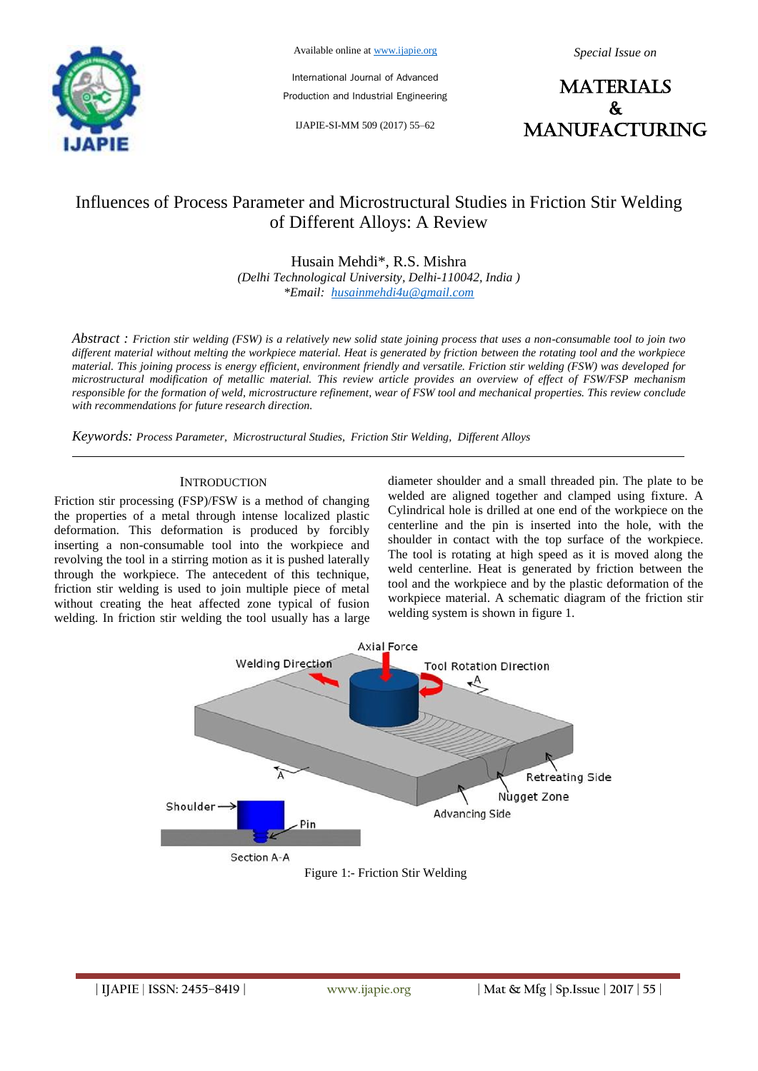# Influences of Process Parameter and Microstructural Studies in Friction Stir Welding of Different Alloys: A Review

Husain Mehdi*, R.S. Mishra

*(Delhi Technological University, Delhi-110042, India )*

*\*Email: husainmehdi4u@gmail.com*

*Abstract :* *Friction stir welding (FSW) is a relatively new solid state joining process that uses a non-consumable tool to join two different material without melting the workpiece material. Heat is generated by friction between the rotating tool and the workpiece material. This joining process is energy efficient, environment friendly and versatile. Friction stir welding (FSW) was developed for microstructural modification of metallic material. This review article provides an overview of effect of FSW/FSP mechanism responsible for the formation of weld, microstructure refinement, wear of FSW tool and mechanical properties. This review conclude with recommendations for future research direction.*

*Keywords:* *Process Parameter, Microstructural Studies, Friction Stir Welding, Different Alloys*

## INTRODUCTION

Friction stir processing (FSP)/FSW is a method of changing the properties of a metal through intense localized plastic deformation. This deformation is produced by forcibly inserting a non-consumable tool into the workpiece and revolving the tool in a stirring motion as it is pushed laterally through the workpiece. The antecedent of this technique, friction stir welding is used to join multiple piece of metal without creating the heat affected zone typical of fusion welding. In friction stir welding the tool usually has a large diameter shoulder and a small threaded pin. The plate to be welded are aligned together and clamped using fixture. A Cylindrical hole is drilled at one end of the workpiece on the centerline and the pin is inserted into the hole, with the shoulder in contact with the top surface of the workpiece. The tool is rotating at high speed as it is moved along the weld centerline. Heat is generated by friction between the tool and the workpiece and by the plastic deformation of the workpiece material. A schematic diagram of the friction stir welding system is shown in figure 1.

Figure 1:- Friction Stir Welding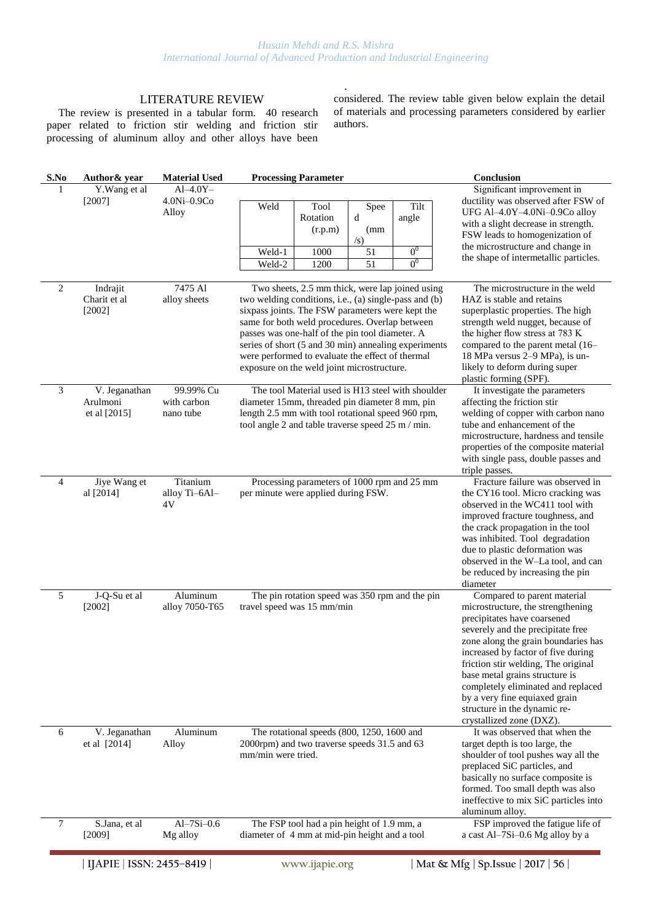## LITERATURE REVIEW

The review is presented in a tabular form. 40 research paper related to friction stir welding and friction stir processing of aluminum alloy and other alloys have been considered. The review table given below explain the detail of materials and processing parameters considered by earlier authors.

| S.No | Author& year | Material Used | Processing Parameter | Conclusion |
|---|---|---|---|---|
| 1 | Y.Wang et al [2007] | Al–4.0Y–4.0Ni–0.9Co Alloy | Weld / Tool Rotation (r.p.m) / Speed (mm/s) / Tilt angle: Weld-1 – 1000 – 51 – $0^0$; Weld-2 – 1200 – 51 – $0^0$ | Significant improvement in ductility was observed after FSW of UFG Al–4.0Y–4.0Ni–0.9Co alloy with a slight decrease in strength. FSW leads to homogenization of the microstructure and change in the shape of intermetallic particles. |
| 2 | Indrajit Charit et al [2002] | 7475 Al alloy sheets | Two sheets, 2.5 mm thick, were lap joined using two welding conditions, i.e., (a) single-pass and (b) sixpass joints. The FSW parameters were kept the same for both weld procedures. Overlap between passes was one-half of the pin tool diameter. A series of short (5 and 30 min) annealing experiments were performed to evaluate the effect of thermal exposure on the weld joint microstructure. | The microstructure in the weld HAZ is stable and retains superplastic properties. The high strength weld nugget, because of the higher flow stress at 783 K compared to the parent metal (16–18 MPa versus 2–9 MPa), is un-likely to deform during super plastic forming (SPF). |
| 3 | V. Jeganathan Arulmoni et al [2015] | 99.99% Cu with carbon nano tube | The tool Material used is H13 steel with shoulder diameter 15mm, threaded pin diameter 8 mm, pin length 2.5 mm with tool rotational speed 960 rpm, tool angle 2 and table traverse speed 25 m / min. | It investigate the parameters affecting the friction stir welding of copper with carbon nano tube and enhancement of the microstructure, hardness and tensile properties of the composite material with single pass, double passes and triple passes. |
| 4 | Jiye Wang et al [2014] | Titanium alloy Ti–6Al–4V | Processing parameters of 1000 rpm and 25 mm per minute were applied during FSW. | Fracture failure was observed in the CY16 tool. Micro cracking was observed in the WC411 tool with improved fracture toughness, and the crack propagation in the tool was inhibited. Tool degradation due to plastic deformation was observed in the W–La tool, and can be reduced by increasing the pin diameter |
| 5 | J-Q-Su et al [2002] | Aluminum alloy 7050-T65 | The pin rotation speed was 350 rpm and the pin travel speed was 15 mm/min | Compared to parent material microstructure, the strengthening precipitates have coarsened severely and the precipitate free zone along the grain boundaries has increased by factor of five during friction stir welding, The original base metal grains structure is completely eliminated and replaced by a very fine equiaxed grain structure in the dynamic re-crystallized zone (DXZ). |
| 6 | V. Jeganathan et al [2014] | Aluminum Alloy | The rotational speeds (800, 1250, 1600 and 2000rpm) and two traverse speeds 31.5 and 63 mm/min were tried. | It was observed that when the target depth is too large, the shoulder of tool pushes way all the preplaced SiC particles, and basically no surface composite is formed. Too small depth was also ineffective to mix SiC particles into aluminum alloy. |
| 7 | S.Jana, et al [2009] | Al–7Si–0.6 Mg alloy | The FSP tool had a pin height of 1.9 mm, a diameter of 4 mm at mid-pin height and a tool | FSP improved the fatigue life of a cast Al–7Si–0.6 Mg alloy by a |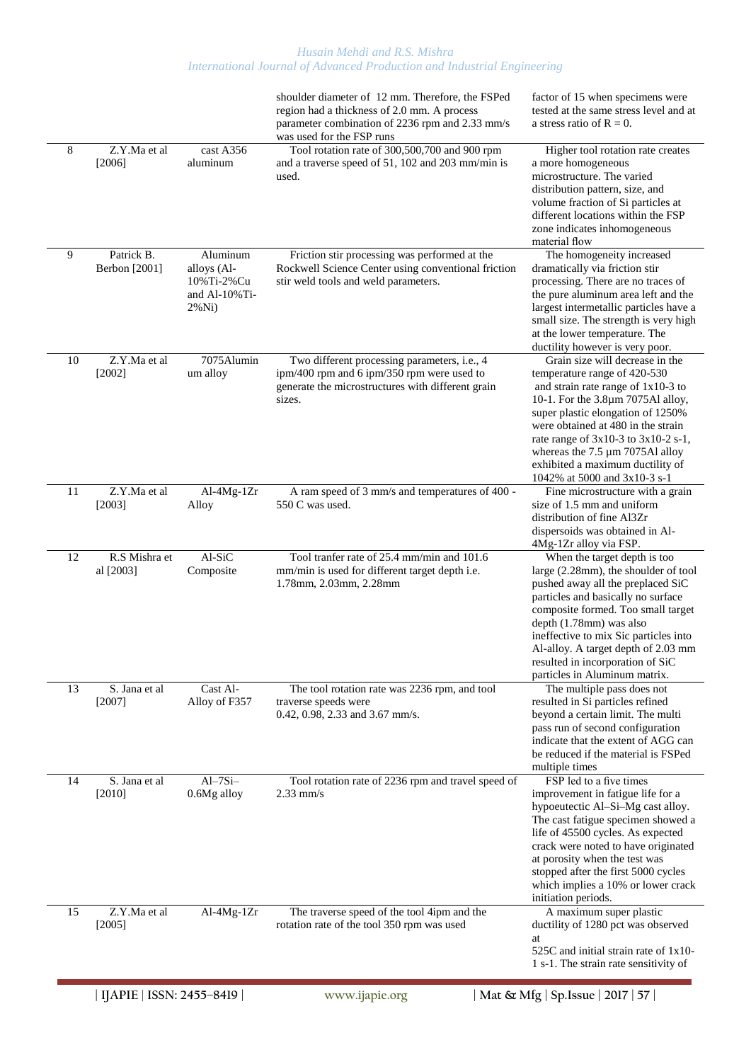| | | | shoulder diameter of 12 mm. Therefore, the FSPed region had a thickness of 2.0 mm. A process parameter combination of 2236 rpm and 2.33 mm/s was used for the FSP runs | factor of 15 when specimens were tested at the same stress level and at a stress ratio of R = 0. |
|---|---|---|---|---|
| 8 | Z.Y.Ma et al [2006] | cast A356 aluminum | Tool rotation rate of 300,500,700 and 900 rpm and a traverse speed of 51, 102 and 203 mm/min is used. | Higher tool rotation rate creates a more homogeneous microstructure. The varied distribution pattern, size, and volume fraction of Si particles at different locations within the FSP zone indicates inhomogeneous material flow |
| 9 | Patrick B. Berbon [2001] | Aluminum alloys (Al-10%Ti-2%Cu and Al-10%Ti-2%Ni) | Friction stir processing was performed at the Rockwell Science Center using conventional friction stir weld tools and weld parameters. | The homogeneity increased dramatically via friction stir processing. There are no traces of the pure aluminum area left and the largest intermetallic particles have a small size. The strength is very high at the lower temperature. The ductility however is very poor. |
| 10 | Z.Y.Ma et al [2002] | 7075Aluminum alloy | Two different processing parameters, i.e., 4 ipm/400 rpm and 6 ipm/350 rpm were used to generate the microstructures with different grain sizes. | Grain size will decrease in the temperature range of 420-530 and strain rate range of 1x10-3 to 10-1. For the 3.8µm 7075Al alloy, super plastic elongation of 1250% were obtained at 480 in the strain rate range of 3x10-3 to 3x10-2 s-1, whereas the 7.5 µm 7075Al alloy exhibited a maximum ductility of 1042% at 5000 and 3x10-3 s-1 |
| 11 | Z.Y.Ma et al [2003] | Al-4Mg-1Zr Alloy | A ram speed of 3 mm/s and temperatures of 400 - 550 C was used. | Fine microstructure with a grain size of 1.5 mm and uniform distribution of fine Al3Zr dispersoids was obtained in Al-4Mg-1Zr alloy via FSP. |
| 12 | R.S Mishra et al [2003] | Al-SiC Composite | Tool tranfer rate of 25.4 mm/min and 101.6 mm/min is used for different target depth i.e. 1.78mm, 2.03mm, 2.28mm | When the target depth is too large (2.28mm), the shoulder of tool pushed away all the preplaced SiC particles and basically no surface composite formed. Too small target depth (1.78mm) was also ineffective to mix Sic particles into Al-alloy. A target depth of 2.03 mm resulted in incorporation of SiC particles in Aluminum matrix. |
| 13 | S. Jana et al [2007] | Cast Al-Alloy of F357 | The tool rotation rate was 2236 rpm, and tool traverse speeds were 0.42, 0.98, 2.33 and 3.67 mm/s. | The multiple pass does not resulted in Si particles refined beyond a certain limit. The multi pass run of second configuration indicate that the extent of AGG can be reduced if the material is FSPed multiple times |
| 14 | S. Jana et al [2010] | Al–7Si–0.6Mg alloy | Tool rotation rate of 2236 rpm and travel speed of 2.33 mm/s | FSP led to a five times improvement in fatigue life for a hypoeutectic Al–Si–Mg cast alloy. The cast fatigue specimen showed a life of 45500 cycles. As expected crack were noted to have originated at porosity when the test was stopped after the first 5000 cycles which implies a 10% or lower crack initiation periods. |
| 15 | Z.Y.Ma et al [2005] | Al-4Mg-1Zr | The traverse speed of the tool 4ipm and the rotation rate of the tool 350 rpm was used | A maximum super plastic ductility of 1280 pct was observed at 525C and initial strain rate of 1x10-1 s-1. The strain rate sensitivity of |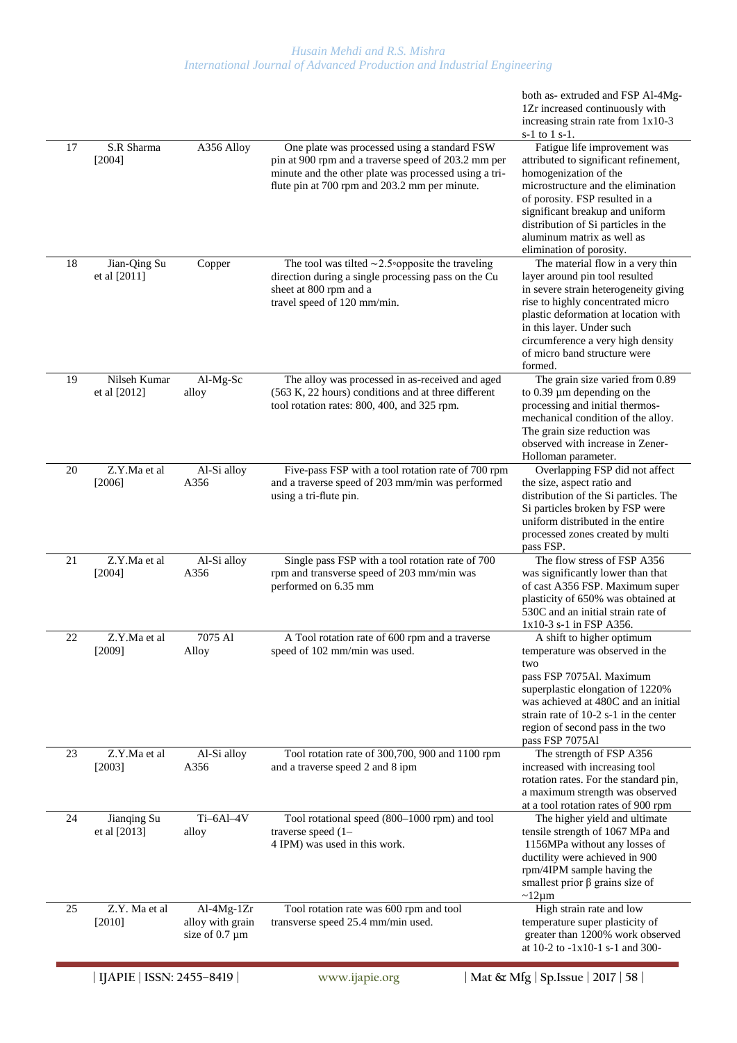| | | | | both as- extruded and FSP Al-4Mg-1Zr increased continuously with increasing strain rate from 1x10-3 s-1 to 1 s-1. |
|---|---|---|---|---|
| 17 | S.R Sharma [2004] | A356 Alloy | One plate was processed using a standard FSW pin at 900 rpm and a traverse speed of 203.2 mm per minute and the other plate was processed using a tri-flute pin at 700 rpm and 203.2 mm per minute. | Fatigue life improvement was attributed to significant refinement, homogenization of the microstructure and the elimination of porosity. FSP resulted in a significant breakup and uniform distribution of Si particles in the aluminum matrix as well as elimination of porosity. |
| 18 | Jian-Qing Su et al [2011] | Copper | The tool was tilted ∼2.5◦opposite the traveling direction during a single processing pass on the Cu sheet at 800 rpm and a travel speed of 120 mm/min. | The material flow in a very thin layer around pin tool resulted in severe strain heterogeneity giving rise to highly concentrated micro plastic deformation at location with in this layer. Under such circumference a very high density of micro band structure were formed. |
| 19 | Nilseh Kumar et al [2012] | Al-Mg-Sc alloy | The alloy was processed in as-received and aged (563 K, 22 hours) conditions and at three different tool rotation rates: 800, 400, and 325 rpm. | The grain size varied from 0.89 to 0.39 µm depending on the processing and initial thermos-mechanical condition of the alloy. The grain size reduction was observed with increase in Zener-Holloman parameter. |
| 20 | Z.Y.Ma et al [2006] | Al-Si alloy A356 | Five-pass FSP with a tool rotation rate of 700 rpm and a traverse speed of 203 mm/min was performed using a tri-flute pin. | Overlapping FSP did not affect the size, aspect ratio and distribution of the Si particles. The Si particles broken by FSP were uniform distributed in the entire processed zones created by multi pass FSP. |
| 21 | Z.Y.Ma et al [2004] | Al-Si alloy A356 | Single pass FSP with a tool rotation rate of 700 rpm and transverse speed of 203 mm/min was performed on 6.35 mm | The flow stress of FSP A356 was significantly lower than that of cast A356 FSP. Maximum super plasticity of 650% was obtained at 530C and an initial strain rate of 1x10-3 s-1 in FSP A356. |
| 22 | Z.Y.Ma et al [2009] | 7075 Al Alloy | A Tool rotation rate of 600 rpm and a traverse speed of 102 mm/min was used. | A shift to higher optimum temperature was observed in the two pass FSP 7075Al. Maximum superplastic elongation of 1220% was achieved at 480C and an initial strain rate of 10-2 s-1 in the center region of second pass in the two pass FSP 7075Al |
| 23 | Z.Y.Ma et al [2003] | Al-Si alloy A356 | Tool rotation rate of 300,700, 900 and 1100 rpm and a traverse speed 2 and 8 ipm | The strength of FSP A356 increased with increasing tool rotation rates. For the standard pin, a maximum strength was observed at a tool rotation rates of 900 rpm |
| 24 | Jianqing Su et al [2013] | Ti–6Al–4V alloy | Tool rotational speed (800–1000 rpm) and tool traverse speed (1–4 IPM) was used in this work. | The higher yield and ultimate tensile strength of 1067 MPa and 1156MPa without any losses of ductility were achieved in 900 rpm/4IPM sample having the smallest prior β grains size of ~12µm |
| 25 | Z.Y. Ma et al [2010] | Al-4Mg-1Zr alloy with grain size of 0.7 µm | Tool rotation rate was 600 rpm and tool transverse speed 25.4 mm/min used. | High strain rate and low temperature super plasticity of greater than 1200% work observed at 10-2 to -1x10-1 s-1 and 300- |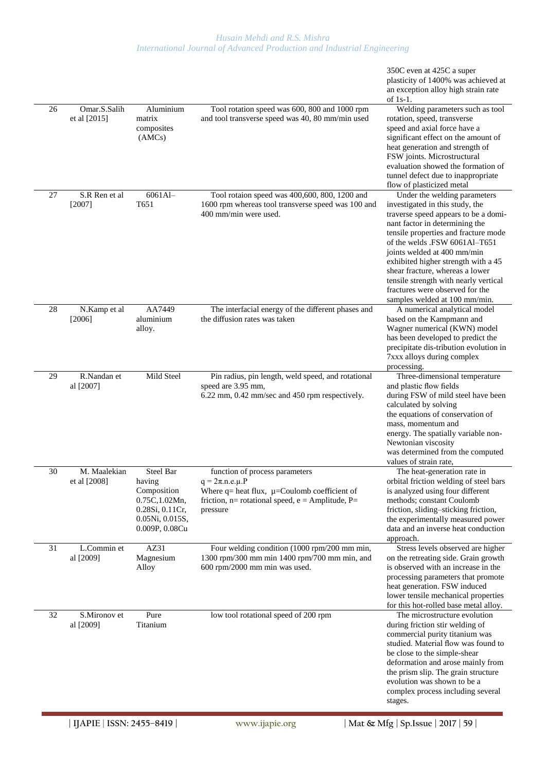| | | | | 350C even at 425C a super plasticity of 1400% was achieved at an exception alloy high strain rate of 1s-1. |
|---|---|---|---|---|
| 26 | Omar.S.Salih et al [2015] | Aluminium matrix composites (AMCs) | Tool rotation speed was 600, 800 and 1000 rpm and tool transverse speed was 40, 80 mm/min used | Welding parameters such as tool rotation, speed, transverse speed and axial force have a significant effect on the amount of heat generation and strength of FSW joints. Microstructural evaluation showed the formation of tunnel defect due to inappropriate flow of plasticized metal |
| 27 | S.R Ren et al [2007] | 6061Al–T651 | Tool rotaion speed was 400,600, 800, 1200 and 1600 rpm whereas tool transverse speed was 100 and 400 mm/min were used. | Under the welding parameters investigated in this study, the traverse speed appears to be a dominant factor in determining the tensile properties and fracture mode of the welds .FSW 6061Al–T651 joints welded at 400 mm/min exhibited higher strength with a 45 shear fracture, whereas a lower tensile strength with nearly vertical fractures were observed for the samples welded at 100 mm/min. |
| 28 | N.Kamp et al [2006] | AA7449 aluminium alloy. | The interfacial energy of the different phases and the diffusion rates was taken | A numerical analytical model based on the Kampmann and Wagner numerical (KWN) model has been developed to predict the precipitate dis-tribution evolution in 7xxx alloys during complex processing. |
| 29 | R.Nandan et al [2007] | Mild Steel | Pin radius, pin length, weld speed, and rotational speed are 3.95 mm, 6.22 mm, 0.42 mm/sec and 450 rpm respectively. | Three-dimensional temperature and plastic flow fields during FSW of mild steel have been calculated by solving the equations of conservation of mass, momentum and energy. The spatially variable non-Newtonian viscosity was determined from the computed values of strain rate, |
| 30 | M. Maalekian et al [2008] | Steel Bar having Composition 0.75C,1.02Mn, 0.28Si, 0.11Cr, 0.05Ni, 0.015S, 0.009P, 0.08Cu | function of process parameters $q = 2\pi.n.e.\mu.P$ Where q= heat flux, μ=Coulomb coefficient of friction, n= rotational speed, e = Amplitude, P= pressure | The heat-generation rate in orbital friction welding of steel bars is analyzed using four different methods; constant Coulomb friction, sliding–sticking friction, the experimentally measured power data and an inverse heat conduction approach. |
| 31 | L.Commin et al [2009] | AZ31 Magnesium Alloy | Four welding condition (1000 rpm/200 mm min, 1300 rpm/300 mm min 1400 rpm/700 mm min, and 600 rpm/2000 mm min was used. | Stress levels observed are higher on the retreating side. Grain growth is observed with an increase in the processing parameters that promote heat generation. FSW induced lower tensile mechanical properties for this hot-rolled base metal alloy. |
| 32 | S.Mironov et al [2009] | Pure Titanium | low tool rotational speed of 200 rpm | The microstructure evolution during friction stir welding of commercial purity titanium was studied. Material flow was found to be close to the simple-shear deformation and arose mainly from the prism slip. The grain structure evolution was shown to be a complex process including several stages. |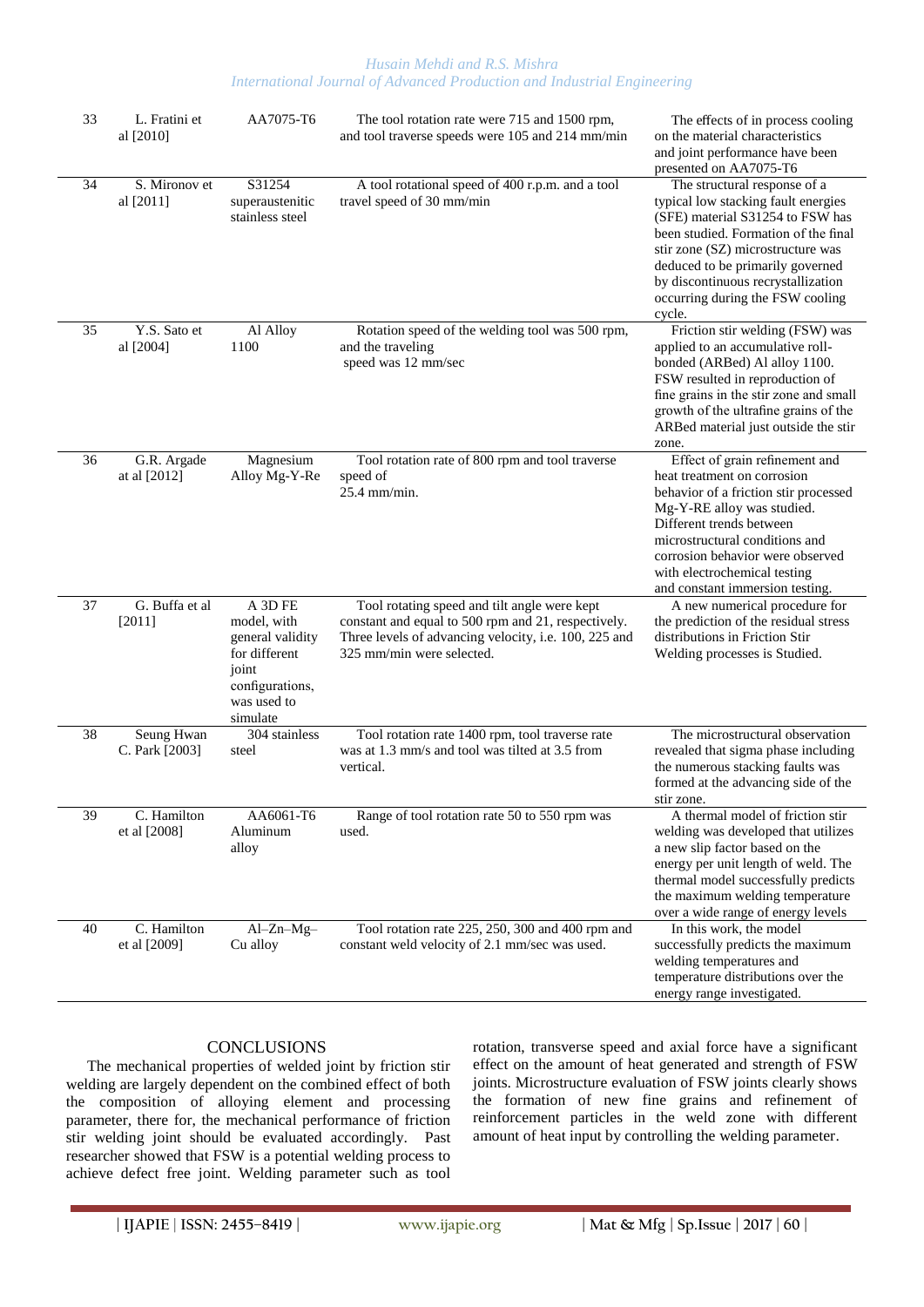| 33 | L. Fratini et al [2010] | AA7075-T6 | The tool rotation rate were 715 and 1500 rpm, and tool traverse speeds were 105 and 214 mm/min | The effects of in process cooling on the material characteristics and joint performance have been presented on AA7075-T6 |
|---|---|---|---|---|
| 34 | S. Mironov et al [2011] | S31254 superaustenitic stainless steel | A tool rotational speed of 400 r.p.m. and a tool travel speed of 30 mm/min | The structural response of a typical low stacking fault energies (SFE) material S31254 to FSW has been studied. Formation of the final stir zone (SZ) microstructure was deduced to be primarily governed by discontinuous recrystallization occurring during the FSW cooling cycle. |
| 35 | Y.S. Sato et al [2004] | Al Alloy 1100 | Rotation speed of the welding tool was 500 rpm, and the traveling speed was 12 mm/sec | Friction stir welding (FSW) was applied to an accumulative roll-bonded (ARBed) Al alloy 1100. FSW resulted in reproduction of fine grains in the stir zone and small growth of the ultrafine grains of the ARBed material just outside the stir zone. |
| 36 | G.R. Argade at al [2012] | Magnesium Alloy Mg-Y-Re | Tool rotation rate of 800 rpm and tool traverse speed of 25.4 mm/min. | Effect of grain refinement and heat treatment on corrosion behavior of a friction stir processed Mg-Y-RE alloy was studied. Different trends between microstructural conditions and corrosion behavior were observed with electrochemical testing and constant immersion testing. |
| 37 | G. Buffa et al [2011] | A 3D FE model, with general validity for different joint configurations, was used to simulate | Tool rotating speed and tilt angle were kept constant and equal to 500 rpm and 21, respectively. Three levels of advancing velocity, i.e. 100, 225 and 325 mm/min were selected. | A new numerical procedure for the prediction of the residual stress distributions in Friction Stir Welding processes is Studied. |
| 38 | Seung Hwan C. Park [2003] | 304 stainless steel | Tool rotation rate 1400 rpm, tool traverse rate was at 1.3 mm/s and tool was tilted at 3.5 from vertical. | The microstructural observation revealed that sigma phase including the numerous stacking faults was formed at the advancing side of the stir zone. |
| 39 | C. Hamilton et al [2008] | AA6061-T6 Aluminum alloy | Range of tool rotation rate 50 to 550 rpm was used. | A thermal model of friction stir welding was developed that utilizes a new slip factor based on the energy per unit length of weld. The thermal model successfully predicts the maximum welding temperature over a wide range of energy levels |
| 40 | C. Hamilton et al [2009] | Al–Zn–Mg–Cu alloy | Tool rotation rate 225, 250, 300 and 400 rpm and constant weld velocity of 2.1 mm/sec was used. | In this work, the model successfully predicts the maximum welding temperatures and temperature distributions over the energy range investigated. |

## CONCLUSIONS

The mechanical properties of welded joint by friction stir welding are largely dependent on the combined effect of both the composition of alloying element and processing parameter, there for, the mechanical performance of friction stir welding joint should be evaluated accordingly. Past researcher showed that FSW is a potential welding process to achieve defect free joint. Welding parameter such as tool rotation, transverse speed and axial force have a significant effect on the amount of heat generated and strength of FSW joints. Microstructure evaluation of FSW joints clearly shows the formation of new fine grains and refinement of reinforcement particles in the weld zone with different amount of heat input by controlling the welding parameter.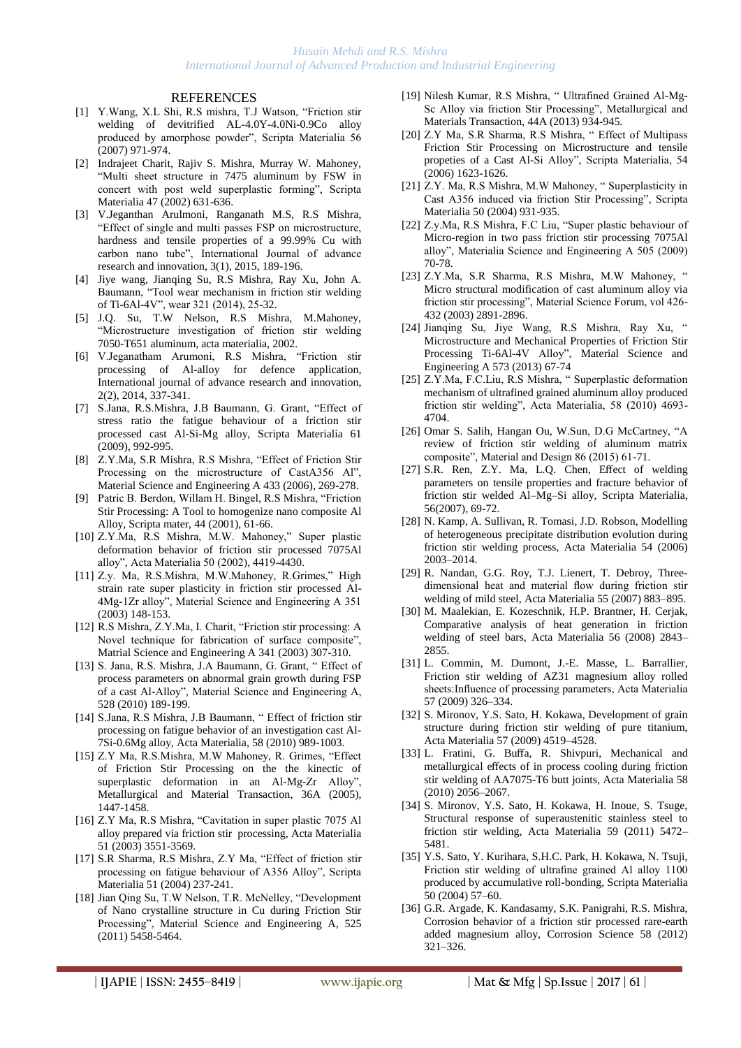## REFERENCES

[1] Y.Wang, X.L Shi, R.S mishra, T.J Watson, "Friction stir welding of devitrified AL-4.0Y-4.0Ni-0.9Co alloy produced by amorphose powder", Scripta Materialia 56 (2007) 971-974.

[2] Indrajeet Charit, Rajiv S. Mishra, Murray W. Mahoney, "Multi sheet structure in 7475 aluminum by FSW in concert with post weld superplastic forming", Scripta Materialia 47 (2002) 631-636.

[3] V.Jeganthan Arulmoni, Ranganath M.S, R.S Mishra, "Effect of single and multi passes FSP on microstructure, hardness and tensile properties of a 99.99% Cu with carbon nano tube", International Journal of advance research and innovation, 3(1), 2015, 189-196.

[4] Jiye wang, Jianqing Su, R.S Mishra, Ray Xu, John A. Baumann, "Tool wear mechanism in friction stir welding of Ti-6Al-4V", wear 321 (2014), 25-32.

[5] J.Q. Su, T.W Nelson, R.S Mishra, M.Mahoney, "Microstructure investigation of friction stir welding 7050-T651 aluminum, acta materialia, 2002.

[6] V.Jeganatham Arumoni, R.S Mishra, "Friction stir processing of Al-alloy for defence application, International journal of advance research and innovation, 2(2), 2014, 337-341.

[7] S.Jana, R.S.Mishra, J.B Baumann, G. Grant, "Effect of stress ratio the fatigue behaviour of a friction stir processed cast Al-Si-Mg alloy, Scripta Materialia 61 (2009), 992-995.

[8] Z.Y.Ma, S.R Mishra, R.S Mishra, "Effect of Friction Stir Processing on the microstructure of CastA356 Al", Material Science and Engineering A 433 (2006), 269-278.

[9] Patric B. Berdon, Willam H. Bingel, R.S Mishra, "Friction Stir Processing: A Tool to homogenize nano composite Al Alloy, Scripta mater, 44 (2001), 61-66.

[10] Z.Y.Ma, R.S Mishra, M.W. Mahoney," Super plastic deformation behavior of friction stir processed 7075Al alloy", Acta Materialia 50 (2002), 4419-4430.

[11] Z.y. Ma, R.S.Mishra, M.W.Mahoney, R.Grimes," High strain rate super plasticity in friction stir processed Al-4Mg-1Zr alloy", Material Science and Engineering A 351 (2003) 148-153.

[12] R.S Mishra, Z.Y.Ma, I. Charit, "Friction stir processing: A Novel technique for fabrication of surface composite", Matrial Science and Engineering A 341 (2003) 307-310.

[13] S. Jana, R.S. Mishra, J.A Baumann, G. Grant, " Effect of process parameters on abnormal grain growth during FSP of a cast Al-Alloy", Material Science and Engineering A, 528 (2010) 189-199.

[14] S.Jana, R.S Mishra, J.B Baumann, " Effect of friction stir processing on fatigue behavior of an investigation cast Al-7Si-0.6Mg alloy, Acta Materialia, 58 (2010) 989-1003.

[15] Z.Y Ma, R.S.Mishra, M.W Mahoney, R. Grimes, "Effect of Friction Stir Processing on the kinectic of superplastic deformation in an Al-Mg-Zr Alloy", Metallurgical and Material Transaction, 36A (2005), 1447-1458.

[16] Z.Y Ma, R.S Mishra, "Cavitation in super plastic 7075 Al alloy prepared via friction stir processing, Acta Materialia 51 (2003) 3551-3569.

[17] S.R Sharma, R.S Mishra, Z.Y Ma, "Effect of friction stir processing on fatigue behaviour of A356 Alloy", Scripta Materialia 51 (2004) 237-241.

[18] Jian Qing Su, T.W Nelson, T.R. McNelley, "Development of Nano crystalline structure in Cu during Friction Stir Processing", Material Science and Engineering A, 525 (2011) 5458-5464.

[19] Nilesh Kumar, R.S Mishra, " Ultrafined Grained Al-Mg-Sc Alloy via friction Stir Processing", Metallurgical and Materials Transaction, 44A (2013) 934-945.

[20] Z.Y Ma, S.R Sharma, R.S Mishra, " Effect of Multipass Friction Stir Processing on Microstructure and tensile propeties of a Cast Al-Si Alloy", Scripta Materialia, 54 (2006) 1623-1626.

[21] Z.Y. Ma, R.S Mishra, M.W Mahoney, " Superplasticity in Cast A356 induced via friction Stir Processing", Scripta Materialia 50 (2004) 931-935.

[22] Z.y.Ma, R.S Mishra, F.C Liu, "Super plastic behaviour of Micro-region in two pass friction stir processing 7075Al alloy", Materialia Science and Engineering A 505 (2009) 70-78.

[23] Z.Y.Ma, S.R Sharma, R.S Mishra, M.W Mahoney, " Micro structural modification of cast aluminum alloy via friction stir processing", Material Science Forum, vol 426-432 (2003) 2891-2896.

[24] Jianqing Su, Jiye Wang, R.S Mishra, Ray Xu, " Microstructure and Mechanical Properties of Friction Stir Processing Ti-6Al-4V Alloy", Material Science and Engineering A 573 (2013) 67-74

[25] Z.Y.Ma, F.C.Liu, R.S Mishra, " Superplastic deformation mechanism of ultrafined grained aluminum alloy produced friction stir welding", Acta Materialia, 58 (2010) 4693-4704.

[26] Omar S. Salih, Hangan Ou, W.Sun, D.G McCartney, "A review of friction stir welding of aluminum matrix composite", Material and Design 86 (2015) 61-71.

[27] S.R. Ren, Z.Y. Ma, L.Q. Chen, Effect of welding parameters on tensile properties and fracture behavior of friction stir welded Al–Mg–Si alloy, Scripta Materialia, 56(2007), 69-72.

[28] N. Kamp, A. Sullivan, R. Tomasi, J.D. Robson, Modelling of heterogeneous precipitate distribution evolution during friction stir welding process, Acta Materialia 54 (2006) 2003–2014.

[29] R. Nandan, G.G. Roy, T.J. Lienert, T. Debroy, Three-dimensional heat and material flow during friction stir welding of mild steel, Acta Materialia 55 (2007) 883–895.

[30] M. Maalekian, E. Kozeschnik, H.P. Brantner, H. Cerjak, Comparative analysis of heat generation in friction welding of steel bars, Acta Materialia 56 (2008) 2843–2855.

[31] L. Commin, M. Dumont, J.-E. Masse, L. Barrallier, Friction stir welding of AZ31 magnesium alloy rolled sheets:Influence of processing parameters, Acta Materialia 57 (2009) 326–334.

[32] S. Mironov, Y.S. Sato, H. Kokawa, Development of grain structure during friction stir welding of pure titanium, Acta Materialia 57 (2009) 4519–4528.

[33] L. Fratini, G. Buffa, R. Shivpuri, Mechanical and metallurgical effects of in process cooling during friction stir welding of AA7075-T6 butt joints, Acta Materialia 58 (2010) 2056–2067.

[34] S. Mironov, Y.S. Sato, H. Kokawa, H. Inoue, S. Tsuge, Structural response of superaustenitic stainless steel to friction stir welding, Acta Materialia 59 (2011) 5472–5481.

[35] Y.S. Sato, Y. Kurihara, S.H.C. Park, H. Kokawa, N. Tsuji, Friction stir welding of ultrafine grained Al alloy 1100 produced by accumulative roll-bonding, Scripta Materialia 50 (2004) 57–60.

[36] G.R. Argade, K. Kandasamy, S.K. Panigrahi, R.S. Mishra, Corrosion behavior of a friction stir processed rare-earth added magnesium alloy, Corrosion Science 58 (2012) 321–326.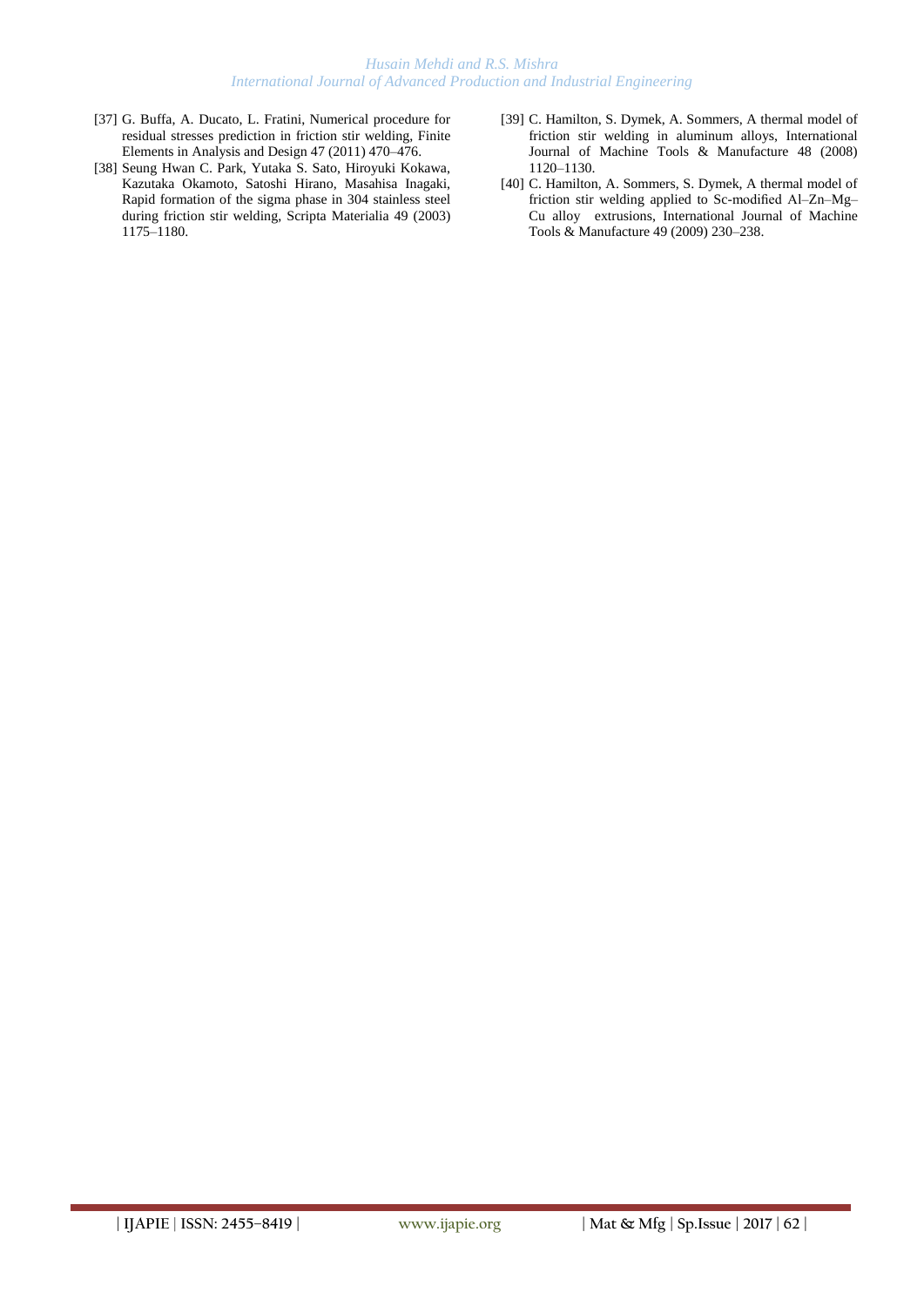[37] G. Buffa, A. Ducato, L. Fratini, Numerical procedure for residual stresses prediction in friction stir welding, Finite Elements in Analysis and Design 47 (2011) 470–476.

[38] Seung Hwan C. Park, Yutaka S. Sato, Hiroyuki Kokawa, Kazutaka Okamoto, Satoshi Hirano, Masahisa Inagaki, Rapid formation of the sigma phase in 304 stainless steel during friction stir welding, Scripta Materialia 49 (2003) 1175–1180.

[39] C. Hamilton, S. Dymek, A. Sommers, A thermal model of friction stir welding in aluminum alloys, International Journal of Machine Tools & Manufacture 48 (2008) 1120–1130.

[40] C. Hamilton, A. Sommers, S. Dymek, A thermal model of friction stir welding applied to Sc-modified Al–Zn–Mg–Cu alloy extrusions, International Journal of Machine Tools & Manufacture 49 (2009) 230–238.